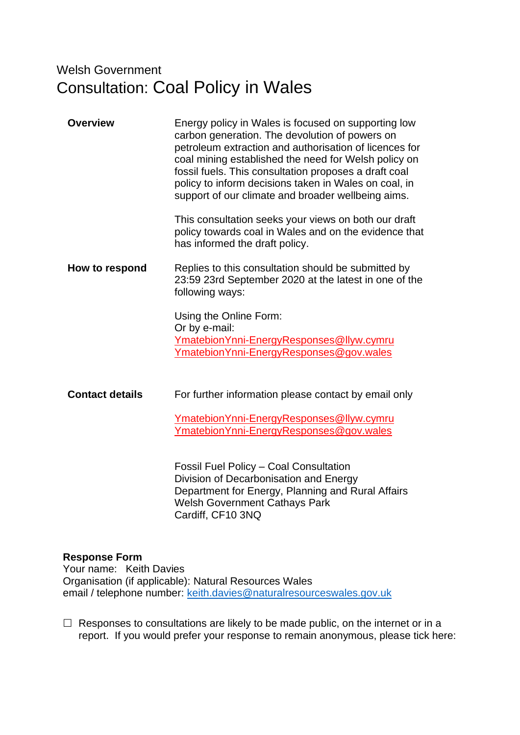Welsh Government

# Consultation: Coal Policy in Wales

| | |
|---|---|
| **Overview** | Energy policy in Wales is focused on supporting low carbon generation. The devolution of powers on petroleum extraction and authorisation of licences for coal mining established the need for Welsh policy on fossil fuels. This consultation proposes a draft coal policy to inform decisions taken in Wales on coal, in support of our climate and broader wellbeing aims.<br><br>This consultation seeks your views on both our draft policy towards coal in Wales and on the evidence that has informed the draft policy. |
| **How to respond** | Replies to this consultation should be submitted by 23:59 23rd September 2020 at the latest in one of the following ways:<br><br>Using the Online Form:<br>Or by e-mail:<br>YmatebionYnni-EnergyResponses@llyw.cymru<br>YmatebionYnni-EnergyResponses@gov.wales |
| **Contact details** | For further information please contact by email only<br><br>YmatebionYnni-EnergyResponses@llyw.cymru<br>YmatebionYnni-EnergyResponses@gov.wales<br><br>Fossil Fuel Policy – Coal Consultation<br>Division of Decarbonisation and Energy<br>Department for Energy, Planning and Rural Affairs<br>Welsh Government Cathays Park<br>Cardiff, CF10 3NQ |

**Response Form**

Your name: Keith Davies

Organisation (if applicable): Natural Resources Wales

email / telephone number: keith.davies@naturalresourceswales.gov.uk

☐ Responses to consultations are likely to be made public, on the internet or in a report. If you would prefer your response to remain anonymous, please tick here: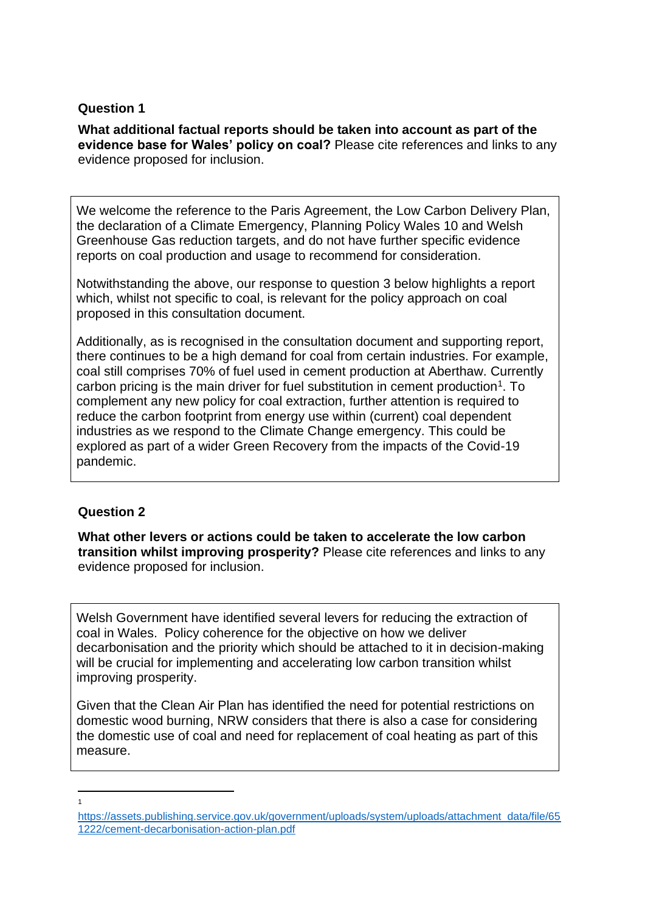**Question 1**

**What additional factual reports should be taken into account as part of the evidence base for Wales' policy on coal?** Please cite references and links to any evidence proposed for inclusion.

We welcome the reference to the Paris Agreement, the Low Carbon Delivery Plan, the declaration of a Climate Emergency, Planning Policy Wales 10 and Welsh Greenhouse Gas reduction targets, and do not have further specific evidence reports on coal production and usage to recommend for consideration.

Notwithstanding the above, our response to question 3 below highlights a report which, whilst not specific to coal, is relevant for the policy approach on coal proposed in this consultation document.

Additionally, as is recognised in the consultation document and supporting report, there continues to be a high demand for coal from certain industries. For example, coal still comprises 70% of fuel used in cement production at Aberthaw. Currently carbon pricing is the main driver for fuel substitution in cement production[1]. To complement any new policy for coal extraction, further attention is required to reduce the carbon footprint from energy use within (current) coal dependent industries as we respond to the Climate Change emergency. This could be explored as part of a wider Green Recovery from the impacts of the Covid-19 pandemic.

**Question 2**

**What other levers or actions could be taken to accelerate the low carbon transition whilst improving prosperity?** Please cite references and links to any evidence proposed for inclusion.

Welsh Government have identified several levers for reducing the extraction of coal in Wales. Policy coherence for the objective on how we deliver decarbonisation and the priority which should be attached to it in decision-making will be crucial for implementing and accelerating low carbon transition whilst improving prosperity.

Given that the Clean Air Plan has identified the need for potential restrictions on domestic wood burning, NRW considers that there is also a case for considering the domestic use of coal and need for replacement of coal heating as part of this measure.

---

[1] https://assets.publishing.service.gov.uk/government/uploads/system/uploads/attachment_data/file/651222/cement-decarbonisation-action-plan.pdf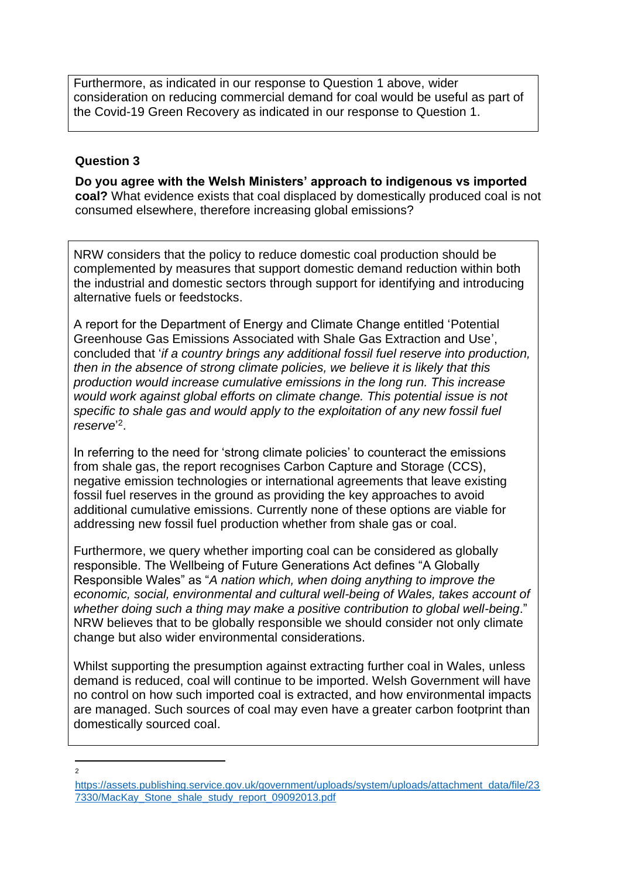Furthermore, as indicated in our response to Question 1 above, wider consideration on reducing commercial demand for coal would be useful as part of the Covid-19 Green Recovery as indicated in our response to Question 1.

### Question 3

**Do you agree with the Welsh Ministers' approach to indigenous vs imported coal?** What evidence exists that coal displaced by domestically produced coal is not consumed elsewhere, therefore increasing global emissions?

NRW considers that the policy to reduce domestic coal production should be complemented by measures that support domestic demand reduction within both the industrial and domestic sectors through support for identifying and introducing alternative fuels or feedstocks.

A report for the Department of Energy and Climate Change entitled 'Potential Greenhouse Gas Emissions Associated with Shale Gas Extraction and Use', concluded that '*if a country brings any additional fossil fuel reserve into production, then in the absence of strong climate policies, we believe it is likely that this production would increase cumulative emissions in the long run. This increase would work against global efforts on climate change. This potential issue is not specific to shale gas and would apply to the exploitation of any new fossil fuel reserve*'[2].

In referring to the need for 'strong climate policies' to counteract the emissions from shale gas, the report recognises Carbon Capture and Storage (CCS), negative emission technologies or international agreements that leave existing fossil fuel reserves in the ground as providing the key approaches to avoid additional cumulative emissions. Currently none of these options are viable for addressing new fossil fuel production whether from shale gas or coal.

Furthermore, we query whether importing coal can be considered as globally responsible. The Wellbeing of Future Generations Act defines "A Globally Responsible Wales" as "*A nation which, when doing anything to improve the economic, social, environmental and cultural well-being of Wales, takes account of whether doing such a thing may make a positive contribution to global well-being*." NRW believes that to be globally responsible we should consider not only climate change but also wider environmental considerations.

Whilst supporting the presumption against extracting further coal in Wales, unless demand is reduced, coal will continue to be imported. Welsh Government will have no control on how such imported coal is extracted, and how environmental impacts are managed. Such sources of coal may even have a greater carbon footprint than domestically sourced coal.

---

[2] https://assets.publishing.service.gov.uk/government/uploads/system/uploads/attachment_data/file/237330/MacKay_Stone_shale_study_report_09092013.pdf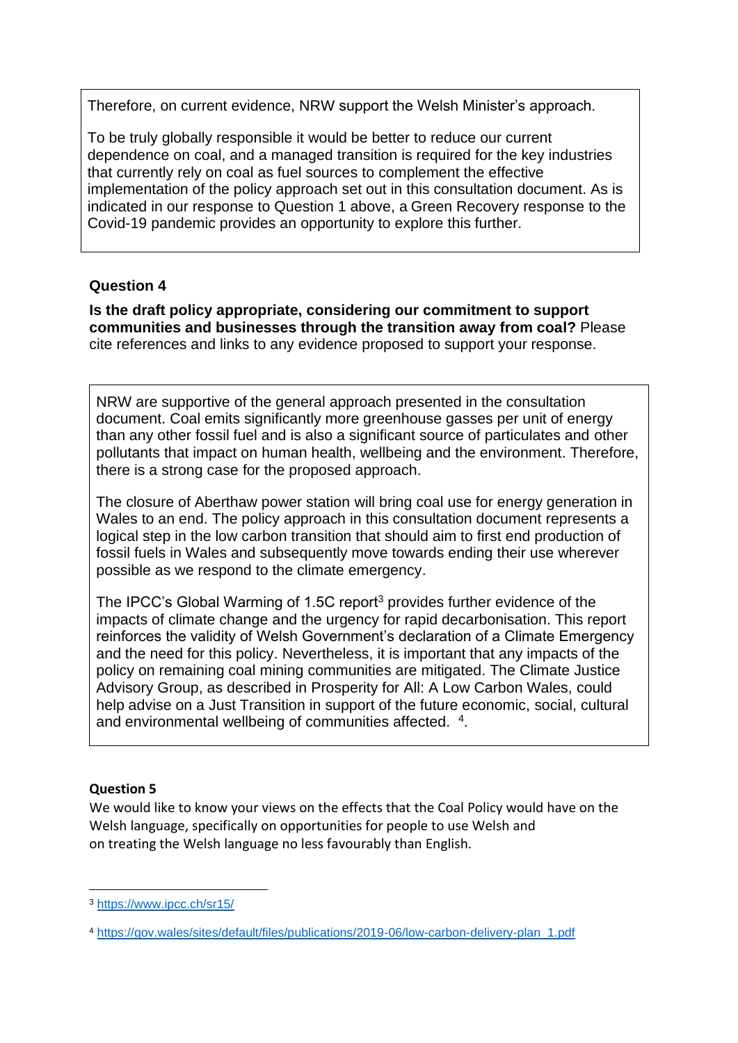Therefore, on current evidence, NRW support the Welsh Minister's approach.

To be truly globally responsible it would be better to reduce our current dependence on coal, and a managed transition is required for the key industries that currently rely on coal as fuel sources to complement the effective implementation of the policy approach set out in this consultation document. As is indicated in our response to Question 1 above, a Green Recovery response to the Covid-19 pandemic provides an opportunity to explore this further.

### Question 4

**Is the draft policy appropriate, considering our commitment to support communities and businesses through the transition away from coal?** Please cite references and links to any evidence proposed to support your response.

NRW are supportive of the general approach presented in the consultation document. Coal emits significantly more greenhouse gasses per unit of energy than any other fossil fuel and is also a significant source of particulates and other pollutants that impact on human health, wellbeing and the environment. Therefore, there is a strong case for the proposed approach.

The closure of Aberthaw power station will bring coal use for energy generation in Wales to an end. The policy approach in this consultation document represents a logical step in the low carbon transition that should aim to first end production of fossil fuels in Wales and subsequently move towards ending their use wherever possible as we respond to the climate emergency.

The IPCC's Global Warming of 1.5C report[3] provides further evidence of the impacts of climate change and the urgency for rapid decarbonisation. This report reinforces the validity of Welsh Government's declaration of a Climate Emergency and the need for this policy. Nevertheless, it is important that any impacts of the policy on remaining coal mining communities are mitigated. The Climate Justice Advisory Group, as described in Prosperity for All: A Low Carbon Wales, could help advise on a Just Transition in support of the future economic, social, cultural and environmental wellbeing of communities affected. [4].

### Question 5

We would like to know your views on the effects that the Coal Policy would have on the Welsh language, specifically on opportunities for people to use Welsh and on treating the Welsh language no less favourably than English.

---

[3] https://www.ipcc.ch/sr15/

[4] https://gov.wales/sites/default/files/publications/2019-06/low-carbon-delivery-plan_1.pdf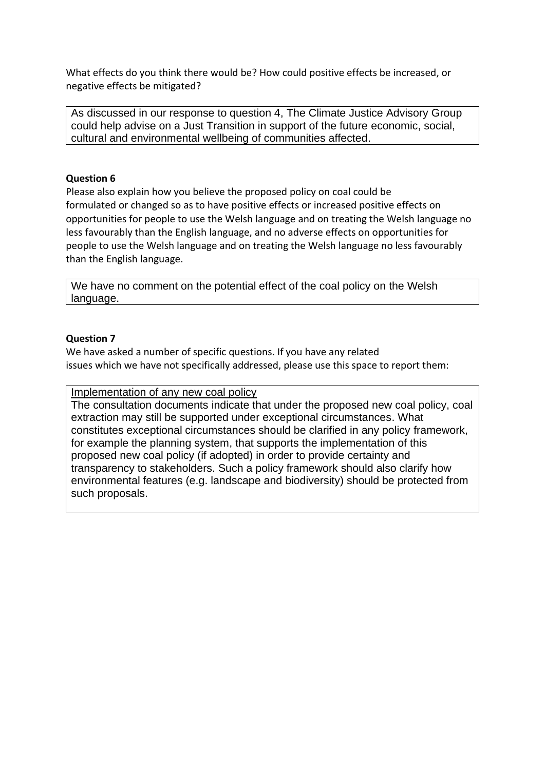What effects do you think there would be? How could positive effects be increased, or negative effects be mitigated?

As discussed in our response to question 4, The Climate Justice Advisory Group could help advise on a Just Transition in support of the future economic, social, cultural and environmental wellbeing of communities affected.

**Question 6**

Please also explain how you believe the proposed policy on coal could be formulated or changed so as to have positive effects or increased positive effects on opportunities for people to use the Welsh language and on treating the Welsh language no less favourably than the English language, and no adverse effects on opportunities for people to use the Welsh language and on treating the Welsh language no less favourably than the English language.

We have no comment on the potential effect of the coal policy on the Welsh language.

**Question 7**

We have asked a number of specific questions. If you have any related issues which we have not specifically addressed, please use this space to report them:

<u>Implementation of any new coal policy</u>

The consultation documents indicate that under the proposed new coal policy, coal extraction may still be supported under exceptional circumstances. What constitutes exceptional circumstances should be clarified in any policy framework, for example the planning system, that supports the implementation of this proposed new coal policy (if adopted) in order to provide certainty and transparency to stakeholders. Such a policy framework should also clarify how environmental features (e.g. landscape and biodiversity) should be protected from such proposals.